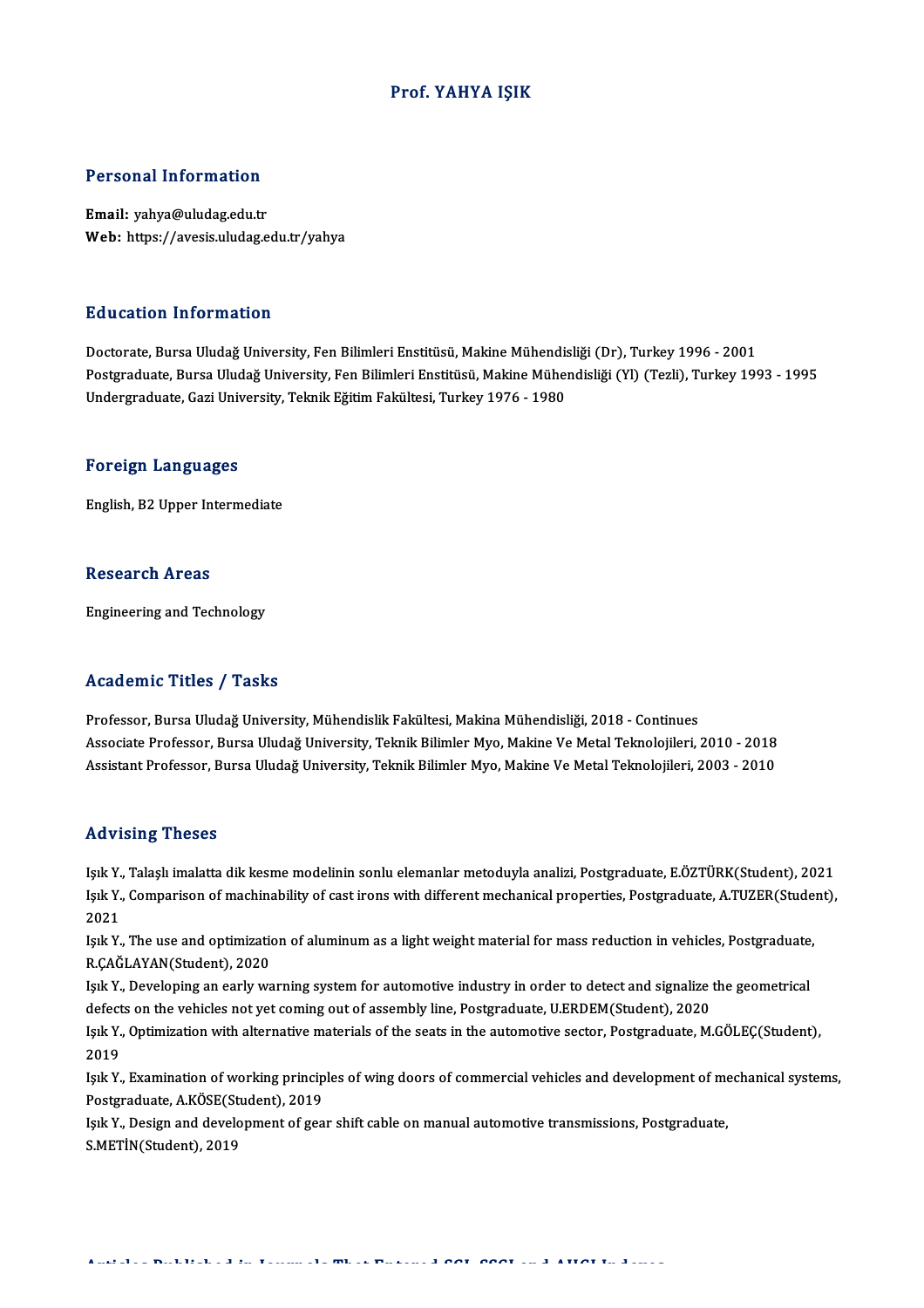# Prof. YAHYA IŞIK

## Personal Information

**Email:** yahya@uludag.edu.tr
**Web:** https://avesis.uludag.edu.tr/yahya

## Education Information

Doctorate, Bursa Uludağ University, Fen Bilimleri Enstitüsü, Makine Mühendisliği (Dr), Turkey 1996 - 2001
Postgraduate, Bursa Uludağ University, Fen Bilimleri Enstitüsü, Makine Mühendisliği (Yl) (Tezli), Turkey 1993 - 1995
Undergraduate, Gazi University, Teknik Eğitim Fakültesi, Turkey 1976 - 1980

## Foreign Languages

English, B2 Upper Intermediate

## Research Areas

Engineering and Technology

## Academic Titles / Tasks

Professor, Bursa Uludağ University, Mühendislik Fakültesi, Makina Mühendisliği, 2018 - Continues
Associate Professor, Bursa Uludağ University, Teknik Bilimler Myo, Makine Ve Metal Teknolojileri, 2010 - 2018
Assistant Professor, Bursa Uludağ University, Teknik Bilimler Myo, Makine Ve Metal Teknolojileri, 2003 - 2010

## Advising Theses

Işık Y., Talaşlı imalatta dik kesme modelinin sonlu elemanlar metoduyla analizi, Postgraduate, E.ÖZTÜRK(Student), 2021
Işık Y., Comparison of machinability of cast irons with different mechanical properties, Postgraduate, A.TUZER(Student), 2021
Işık Y., The use and optimization of aluminum as a light weight material for mass reduction in vehicles, Postgraduate, R.ÇAĞLAYAN(Student), 2020
Işık Y., Developing an early warning system for automotive industry in order to detect and signalize the geometrical defects on the vehicles not yet coming out of assembly line, Postgraduate, U.ERDEM(Student), 2020
Işık Y., Optimization with alternative materials of the seats in the automotive sector, Postgraduate, M.GÖLEÇ(Student), 2019
Işık Y., Examination of working principles of wing doors of commercial vehicles and development of mechanical systems, Postgraduate, A.KÖSE(Student), 2019
Işık Y., Design and development of gear shift cable on manual automotive transmissions, Postgraduate, S.METİN(Student), 2019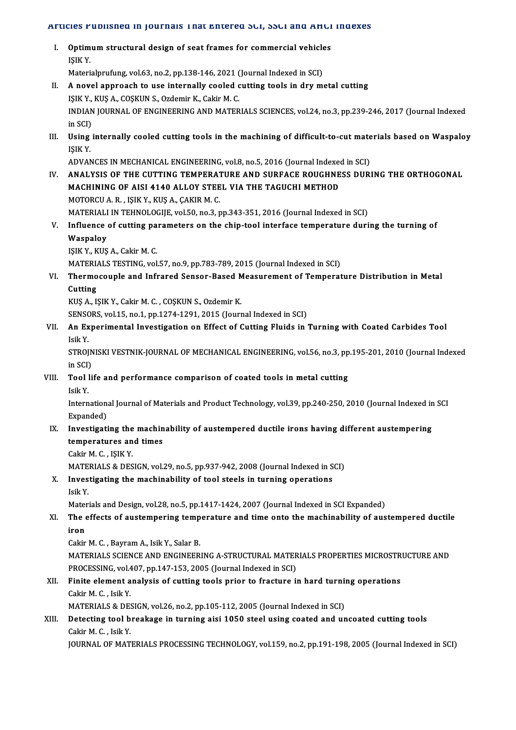## Articles Published in Journals That Entered SCI, SSCI and AHCI Indexes

I. **Optimum structural design of seat frames for commercial vehicles**
   IŞIK Y.
   Materialprufung, vol.63, no.2, pp.138-146, 2021 (Journal Indexed in SCI)

II. **A novel approach to use internally cooled cutting tools in dry metal cutting**
   IŞIK Y., KUŞ A., COŞKUN S., Ozdemir K., Cakir M. C.
   INDIAN JOURNAL OF ENGINEERING AND MATERIALS SCIENCES, vol.24, no.3, pp.239-246, 2017 (Journal Indexed in SCI)

III. **Using internally cooled cutting tools in the machining of difficult-to-cut materials based on Waspaloy**
   IŞIK Y.
   ADVANCES IN MECHANICAL ENGINEERING, vol.8, no.5, 2016 (Journal Indexed in SCI)

IV. **ANALYSIS OF THE CUTTING TEMPERATURE AND SURFACE ROUGHNESS DURING THE ORTHOGONAL MACHINING OF AISI 4140 ALLOY STEEL VIA THE TAGUCHI METHOD**
   MOTORCU A. R. , IŞIK Y., KUŞ A., ÇAKIR M. C.
   MATERIALI IN TEHNOLOGIJE, vol.50, no.3, pp.343-351, 2016 (Journal Indexed in SCI)

V. **Influence of cutting parameters on the chip-tool interface temperature during the turning of Waspaloy**
   IŞIK Y., KUŞ A., Cakir M. C.
   MATERIALS TESTING, vol.57, no.9, pp.783-789, 2015 (Journal Indexed in SCI)

VI. **Thermocouple and Infrared Sensor-Based Measurement of Temperature Distribution in Metal Cutting**
   KUŞ A., IŞIK Y., Cakir M. C. , COŞKUN S., Ozdemir K.
   SENSORS, vol.15, no.1, pp.1274-1291, 2015 (Journal Indexed in SCI)

VII. **An Experimental Investigation on Effect of Cutting Fluids in Turning with Coated Carbides Tool**
   Isik Y.
   STROJNISKI VESTNIK-JOURNAL OF MECHANICAL ENGINEERING, vol.56, no.3, pp.195-201, 2010 (Journal Indexed in SCI)

VIII. **Tool life and performance comparison of coated tools in metal cutting**
   Isik Y.
   International Journal of Materials and Product Technology, vol.39, pp.240-250, 2010 (Journal Indexed in SCI Expanded)

IX. **Investigating the machinability of austempered ductile irons having different austempering temperatures and times**
   Cakir M. C. , IŞIK Y.
   MATERIALS & DESIGN, vol.29, no.5, pp.937-942, 2008 (Journal Indexed in SCI)

X. **Investigating the machinability of tool steels in turning operations**
   Isik Y.
   Materials and Design, vol.28, no.5, pp.1417-1424, 2007 (Journal Indexed in SCI Expanded)

XI. **The effects of austempering temperature and time onto the machinability of austempered ductile iron**
   Cakir M. C. , Bayram A., Isik Y., Salar B.
   MATERIALS SCIENCE AND ENGINEERING A-STRUCTURAL MATERIALS PROPERTIES MICROSTRUCTURE AND PROCESSING, vol.407, pp.147-153, 2005 (Journal Indexed in SCI)

XII. **Finite element analysis of cutting tools prior to fracture in hard turning operations**
   Cakir M. C. , Isik Y.
   MATERIALS & DESIGN, vol.26, no.2, pp.105-112, 2005 (Journal Indexed in SCI)

XIII. **Detecting tool breakage in turning aisi 1050 steel using coated and uncoated cutting tools**
   Cakir M. C. , Isik Y.
   JOURNAL OF MATERIALS PROCESSING TECHNOLOGY, vol.159, no.2, pp.191-198, 2005 (Journal Indexed in SCI)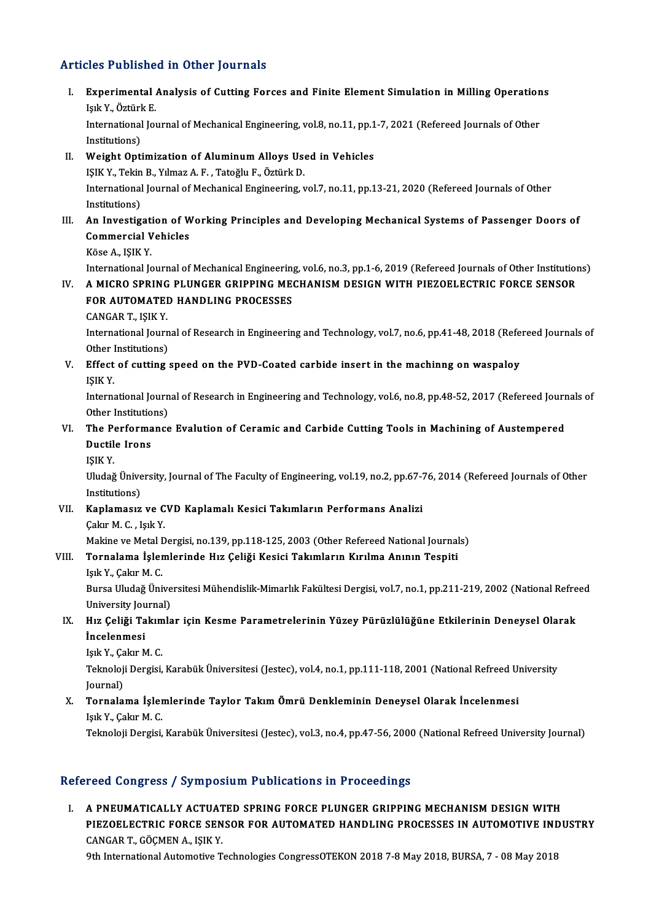## Articles Published in Other Journals

I. **Experimental Analysis of Cutting Forces and Finite Element Simulation in Milling Operations**
Işık Y., Öztürk E.
International Journal of Mechanical Engineering, vol.8, no.11, pp.1-7, 2021 (Refereed Journals of Other Institutions)

II. **Weight Optimization of Aluminum Alloys Used in Vehicles**
IŞIK Y., Tekin B., Yılmaz A. F. , Tatoğlu F., Öztürk D.
International Journal of Mechanical Engineering, vol.7, no.11, pp.13-21, 2020 (Refereed Journals of Other Institutions)

III. **An Investigation of Working Principles and Developing Mechanical Systems of Passenger Doors of Commercial Vehicles**
Köse A., IŞIK Y.
International Journal of Mechanical Engineering, vol.6, no.3, pp.1-6, 2019 (Refereed Journals of Other Institutions)

IV. **A MICRO SPRING PLUNGER GRIPPING MECHANISM DESIGN WITH PIEZOELECTRIC FORCE SENSOR FOR AUTOMATED HANDLING PROCESSES**
CANGAR T., IŞIK Y.
International Journal of Research in Engineering and Technology, vol.7, no.6, pp.41-48, 2018 (Refereed Journals of Other Institutions)

V. **Effect of cutting speed on the PVD-Coated carbide insert in the machinng on waspaloy**
IŞIK Y.
International Journal of Research in Engineering and Technology, vol.6, no.8, pp.48-52, 2017 (Refereed Journals of Other Institutions)

VI. **The Performance Evalution of Ceramic and Carbide Cutting Tools in Machining of Austempered Ductile Irons**
IŞIK Y.
Uludağ Üniversity, Journal of The Faculty of Engineering, vol.19, no.2, pp.67-76, 2014 (Refereed Journals of Other Institutions)

VII. **Kaplamasız ve CVD Kaplamalı Kesici Takımların Performans Analizi**
Çakır M. C. , Işık Y.
Makine ve Metal Dergisi, no.139, pp.118-125, 2003 (Other Refereed National Journals)

VIII. **Tornalama İşlemlerinde Hız Çeliği Kesici Takımların Kırılma Anının Tespiti**
Işık Y., Çakır M. C.
Bursa Uludağ Üniversitesi Mühendislik-Mimarlık Fakültesi Dergisi, vol.7, no.1, pp.211-219, 2002 (National Refreed University Journal)

IX. **Hız Çeliği Takımlar için Kesme Parametrelerinin Yüzey Pürüzlülüğüne Etkilerinin Deneysel Olarak İncelenmesi**
Işık Y., Çakır M. C.
Teknoloji Dergisi, Karabük Üniversitesi (Jestec), vol.4, no.1, pp.111-118, 2001 (National Refreed University Journal)

X. **Tornalama İşlemlerinde Taylor Takım Ömrü Denkleminin Deneysel Olarak İncelenmesi**
Işık Y., Çakır M. C.
Teknoloji Dergisi, Karabük Üniversitesi (Jestec), vol.3, no.4, pp.47-56, 2000 (National Refreed University Journal)

## Refereed Congress / Symposium Publications in Proceedings

I. **A PNEUMATICALLY ACTUATED SPRING FORCE PLUNGER GRIPPING MECHANISM DESIGN WITH PIEZOELECTRIC FORCE SENSOR FOR AUTOMATED HANDLING PROCESSES IN AUTOMOTIVE INDUSTRY**
CANGAR T., GÖÇMEN A., IŞIK Y.
9th International Automotive Technologies CongressOTEKON 2018 7-8 May 2018, BURSA, 7 - 08 May 2018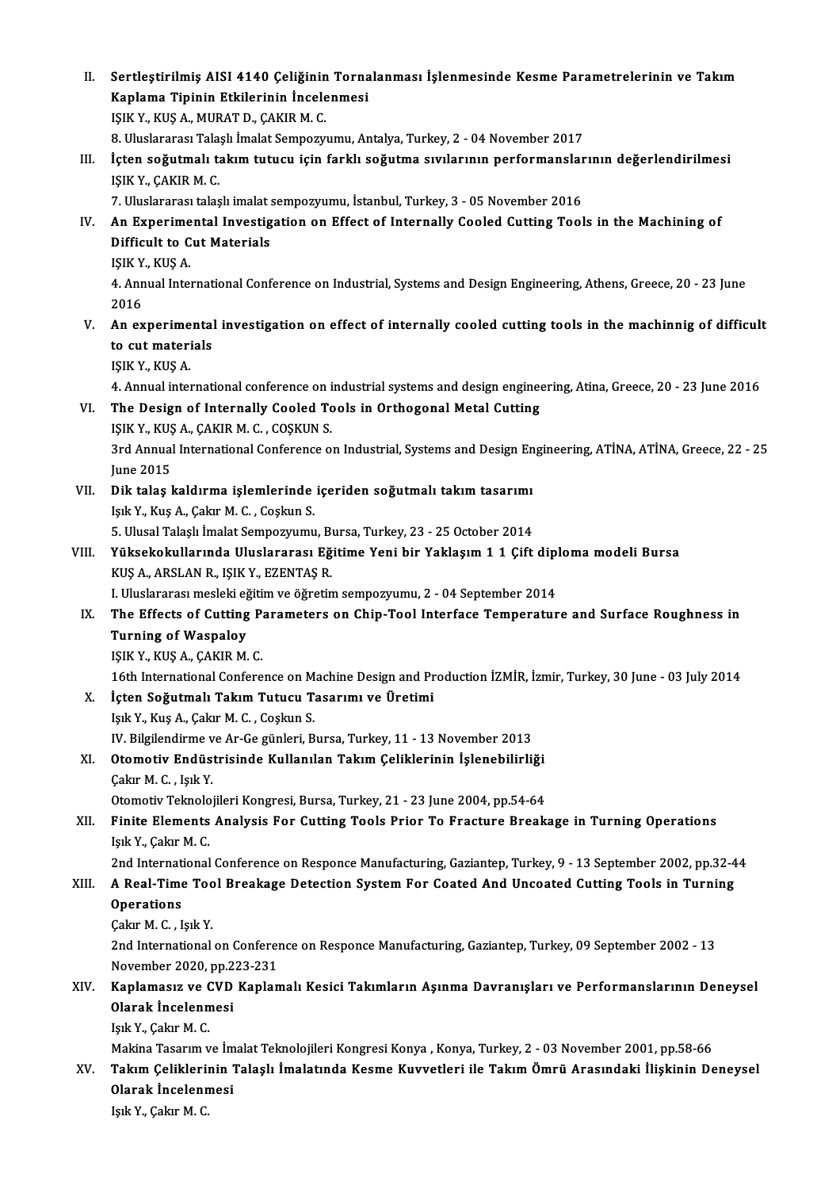II. **Sertleştirilmiş AISI 4140 Çeliğinin Tornalanması İşlenmesinde Kesme Parametrelerinin ve Takım Kaplama Tipinin Etkilerinin İncelenmesi**
IŞIK Y., KUŞ A., MURAT D., ÇAKIR M. C.
8. Uluslararası Talaşlı İmalat Sempozyumu, Antalya, Turkey, 2 - 04 November 2017

III. **İçten soğutmalı takım tutucu için farklı soğutma sıvılarının performanslarının değerlendirilmesi**
IŞIK Y., ÇAKIR M. C.
7. Uluslararası talaşlı imalat sempozyumu, İstanbul, Turkey, 3 - 05 November 2016

IV. **An Experimental Investigation on Effect of Internally Cooled Cutting Tools in the Machining of Difficult to Cut Materials**
IŞIK Y., KUŞ A.
4. Annual International Conference on Industrial, Systems and Design Engineering, Athens, Greece, 20 - 23 June 2016

V. **An experimental investigation on effect of internally cooled cutting tools in the machinnig of difficult to cut materials**
IŞIK Y., KUŞ A.
4. Annual international conference on industrial systems and design engineering, Atina, Greece, 20 - 23 June 2016

VI. **The Design of Internally Cooled Tools in Orthogonal Metal Cutting**
IŞIK Y., KUŞ A., ÇAKIR M. C. , COŞKUN S.
3rd Annual International Conference on Industrial, Systems and Design Engineering, ATİNA, ATİNA, Greece, 22 - 25 June 2015

VII. **Dik talaş kaldırma işlemlerinde içeriden soğutmalı takım tasarımı**
Işık Y., Kuş A., Çakır M. C. , Coşkun S.
5. Ulusal Talaşlı İmalat Sempozyumu, Bursa, Turkey, 23 - 25 October 2014

VIII. **Yüksekokullarında Uluslararası Eğitime Yeni bir Yaklaşım 1 1 Çift diploma modeli Bursa**
KUŞ A., ARSLAN R., IŞIK Y., EZENTAŞ R.
I. Uluslararası mesleki eğitim ve öğretim sempozyumu, 2 - 04 September 2014

IX. **The Effects of Cutting Parameters on Chip-Tool Interface Temperature and Surface Roughness in Turning of Waspaloy**
IŞIK Y., KUŞ A., ÇAKIR M. C.
16th International Conference on Machine Design and Production İZMİR, İzmir, Turkey, 30 June - 03 July 2014

X. **İçten Soğutmalı Takım Tutucu Tasarımı ve Üretimi**
Işık Y., Kuş A., Çakır M. C. , Coşkun S.
IV. Bilgilendirme ve Ar-Ge günleri, Bursa, Turkey, 11 - 13 November 2013

XI. **Otomotiv Endüstrisinde Kullanılan Takım Çeliklerinin İşlenebilirliği**
Çakır M. C. , Işık Y.
Otomotiv Teknolojileri Kongresi, Bursa, Turkey, 21 - 23 June 2004, pp.54-64

XII. **Finite Elements Analysis For Cutting Tools Prior To Fracture Breakage in Turning Operations**
Işık Y., Çakır M. C.
2nd International Conference on Responce Manufacturing, Gaziantep, Turkey, 9 - 13 September 2002, pp.32-44

XIII. **A Real-Time Tool Breakage Detection System For Coated And Uncoated Cutting Tools in Turning Operations**
Çakır M. C. , Işık Y.
2nd International on Conference on Responce Manufacturing, Gaziantep, Turkey, 09 September 2002 - 13 November 2020, pp.223-231

XIV. **Kaplamasız ve CVD Kaplamalı Kesici Takımların Aşınma Davranışları ve Performanslarının Deneysel Olarak İncelenmesi**
Işık Y., Çakır M. C.
Makina Tasarım ve İmalat Teknolojileri Kongresi Konya , Konya, Turkey, 2 - 03 November 2001, pp.58-66

XV. **Takım Çeliklerinin Talaşlı İmalatında Kesme Kuvvetleri ile Takım Ömrü Arasındaki İlişkinin Deneysel Olarak İncelenmesi**
Işık Y., Çakır M. C.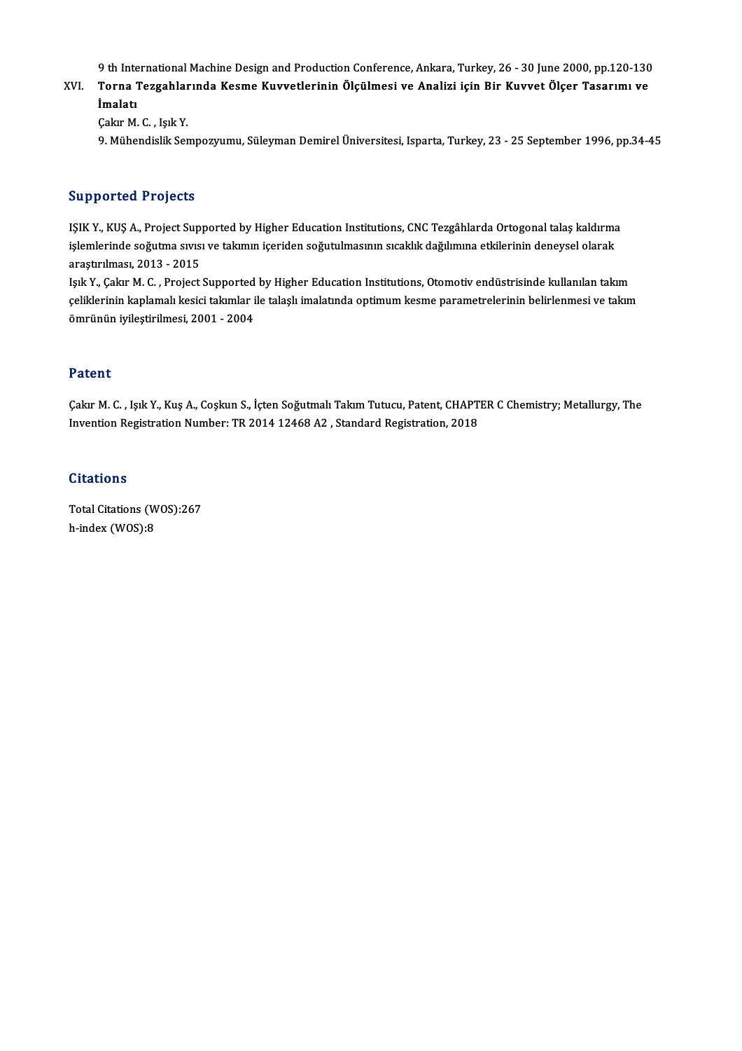9 th International Machine Design and Production Conference, Ankara, Turkey, 26 - 30 June 2000, pp.120-130

XVI. **Torna Tezgahlarında Kesme Kuvvetlerinin Ölçülmesi ve Analizi için Bir Kuvvet Ölçer Tasarımı ve İmalatı**
Çakır M. C. , Işık Y.
9. Mühendislik Sempozyumu, Süleyman Demirel Üniversitesi, Isparta, Turkey, 23 - 25 September 1996, pp.34-45

## Supported Projects

IŞIK Y., KUŞ A., Project Supported by Higher Education Institutions, CNC Tezgâhlarda Ortogonal talaş kaldırma işlemlerinde soğutma sıvısı ve takımın içeriden soğutulmasının sıcaklık dağılımına etkilerinin deneysel olarak araştırılması, 2013 - 2015

Işık Y., Çakır M. C. , Project Supported by Higher Education Institutions, Otomotiv endüstrisinde kullanılan takım çeliklerinin kaplamalı kesici takımlar ile talaşlı imalatında optimum kesme parametrelerinin belirlenmesi ve takım ömrünün iyileştirilmesi, 2001 - 2004

## Patent

Çakır M. C. , Işık Y., Kuş A., Coşkun S., İçten Soğutmalı Takım Tutucu, Patent, CHAPTER C Chemistry; Metallurgy, The Invention Registration Number: TR 2014 12468 A2 , Standard Registration, 2018

## Citations

Total Citations (WOS):267
h-index (WOS):8